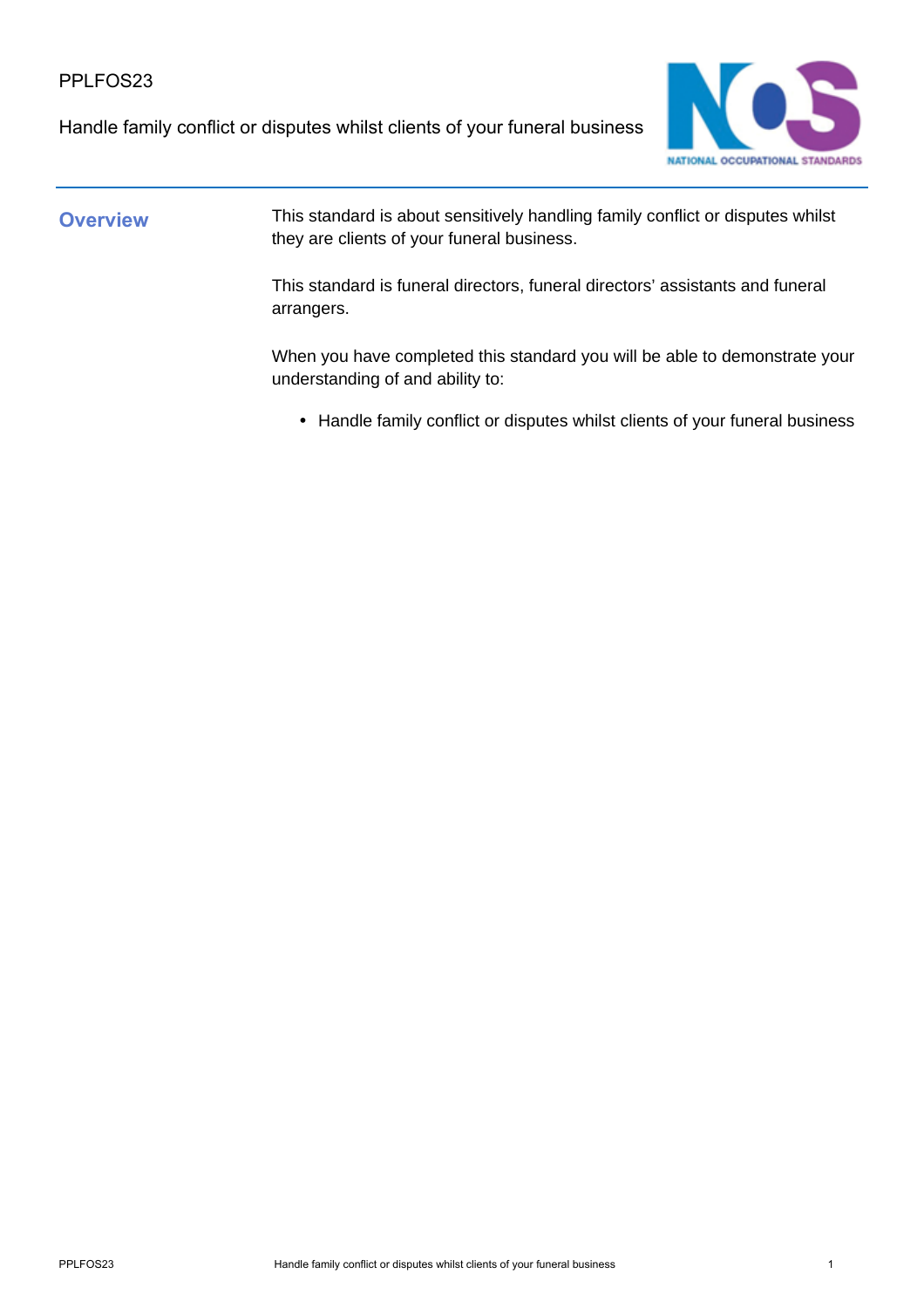PPLFOS23

# Handle family conflict or disputes whilst clients of your funeral business

## Overview

This standard is about sensitively handling family conflict or disputes whilst they are clients of your funeral business.

This standard is funeral directors, funeral directors' assistants and funeral arrangers.

When you have completed this standard you will be able to demonstrate your understanding of and ability to:

- Handle family conflict or disputes whilst clients of your funeral business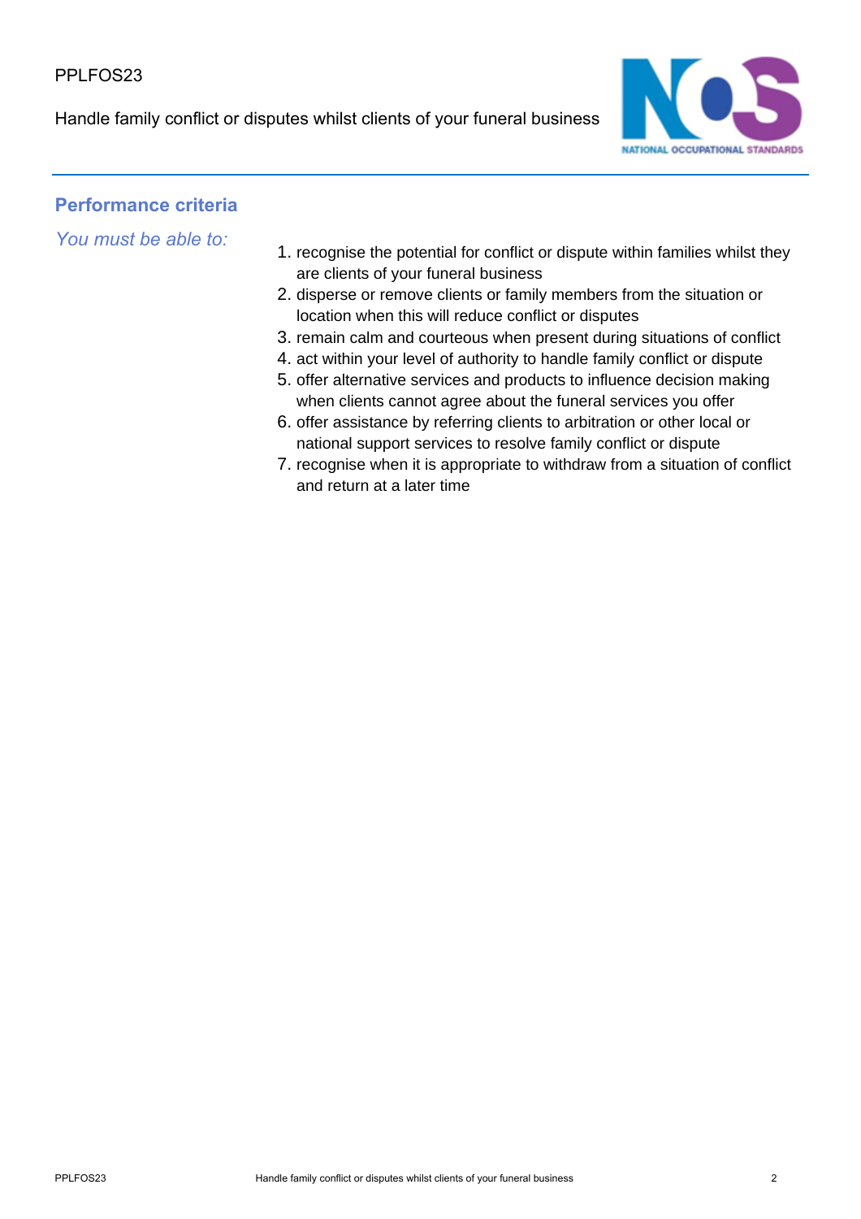## Performance criteria

*You must be able to:*

1. recognise the potential for conflict or dispute within families whilst they are clients of your funeral business
2. disperse or remove clients or family members from the situation or location when this will reduce conflict or disputes
3. remain calm and courteous when present during situations of conflict
4. act within your level of authority to handle family conflict or dispute
5. offer alternative services and products to influence decision making when clients cannot agree about the funeral services you offer
6. offer assistance by referring clients to arbitration or other local or national support services to resolve family conflict or dispute
7. recognise when it is appropriate to withdraw from a situation of conflict and return at a later time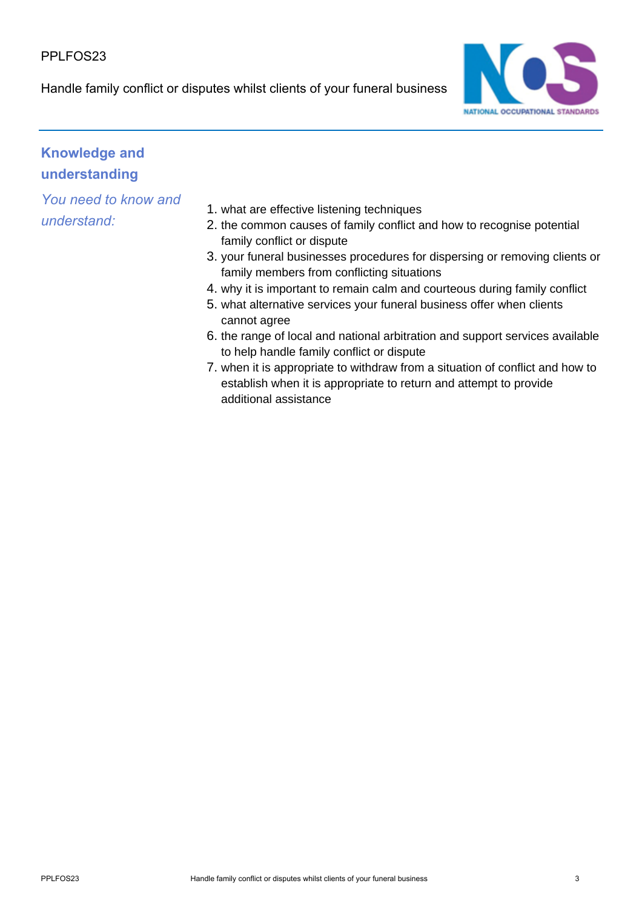## Knowledge and understanding

*You need to know and understand:*

1. what are effective listening techniques
2. the common causes of family conflict and how to recognise potential family conflict or dispute
3. your funeral businesses procedures for dispersing or removing clients or family members from conflicting situations
4. why it is important to remain calm and courteous during family conflict
5. what alternative services your funeral business offer when clients cannot agree
6. the range of local and national arbitration and support services available to help handle family conflict or dispute
7. when it is appropriate to withdraw from a situation of conflict and how to establish when it is appropriate to return and attempt to provide additional assistance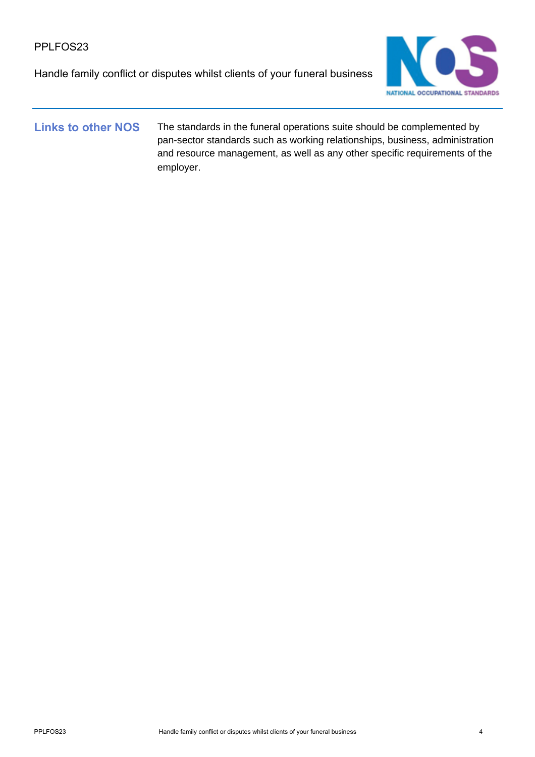## Links to other NOS

The standards in the funeral operations suite should be complemented by pan-sector standards such as working relationships, business, administration and resource management, as well as any other specific requirements of the employer.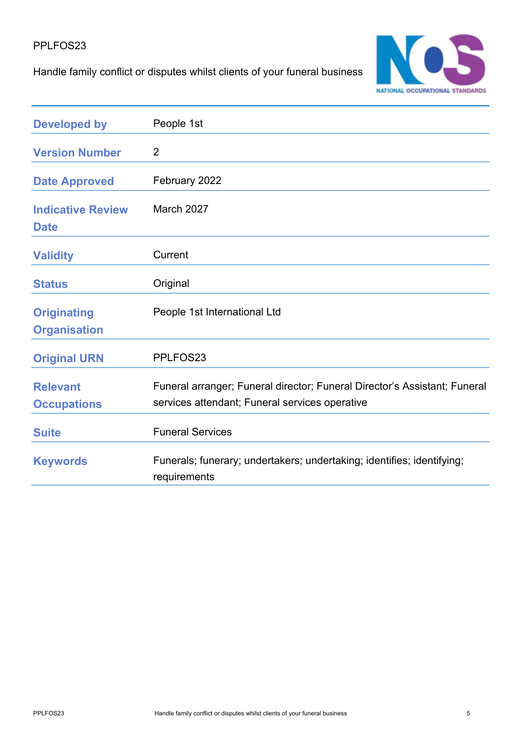PPLFOS23

Handle family conflict or disputes whilst clients of your funeral business

| | |
|---|---|
| **Developed by** | People 1st |
| **Version Number** | 2 |
| **Date Approved** | February 2022 |
| **Indicative Review Date** | March 2027 |
| **Validity** | Current |
| **Status** | Original |
| **Originating Organisation** | People 1st International Ltd |
| **Original URN** | PPLFOS23 |
| **Relevant Occupations** | Funeral arranger; Funeral director; Funeral Director's Assistant; Funeral services attendant; Funeral services operative |
| **Suite** | Funeral Services |
| **Keywords** | Funerals; funerary; undertakers; undertaking; identifies; identifying; requirements |